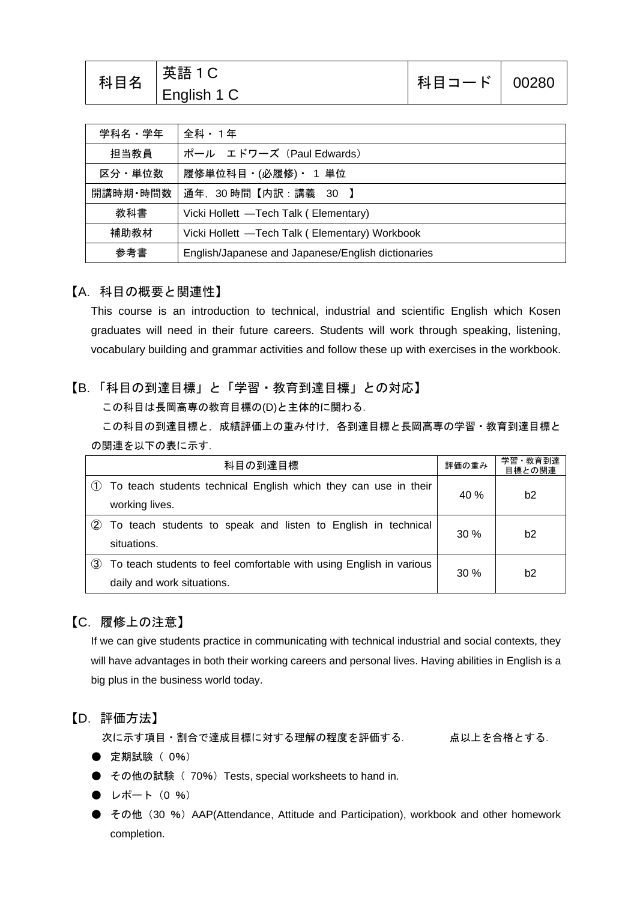| 科目名 | 英語１C<br>English 1 C | 科目コード | 00280 |
|---|---|---|---|

| 学科名・学年 | 全科・１年 |
|---|---|
| 担当教員 | ポール　エドワーズ（Paul Edwards） |
| 区分・単位数 | 履修単位科目・(必履修)・ 1 単位 |
| 開講時期・時間数 | 通年，30 時間【内訳：講義　30　】 |
| 教科書 | Vicki Hollett —Tech Talk ( Elementary) |
| 補助教材 | Vicki Hollett —Tech Talk ( Elementary) Workbook |
| 参考書 | English/Japanese and Japanese/English dictionaries |

## 【A. 科目の概要と関連性】

This course is an introduction to technical, industrial and scientific English which Kosen graduates will need in their future careers. Students will work through speaking, listening, vocabulary building and grammar activities and follow these up with exercises in the workbook.

## 【B. 「科目の到達目標」と「学習・教育到達目標」との対応】

この科目は長岡高専の教育目標の(D)と主体的に関わる．

この科目の到達目標と，成績評価上の重み付け，各到達目標と長岡高専の学習・教育到達目標との関連を以下の表に示す．

| 科目の到達目標 | 評価の重み | 学習・教育到達目標との関連 |
|---|---|---|
| ① To teach students technical English which they can use in their working lives. | 40 % | b2 |
| ② To teach students to speak and listen to English in technical situations. | 30 % | b2 |
| ③ To teach students to feel comfortable with using English in various daily and work situations. | 30 % | b2 |

## 【C. 履修上の注意】

If we can give students practice in communicating with technical industrial and social contexts, they will have advantages in both their working careers and personal lives. Having abilities in English is a big plus in the business world today.

## 【D. 評価方法】

次に示す項目・割合で達成目標に対する理解の程度を評価する．　　　点以上を合格とする．

- 定期試験（ 0%）
- その他の試験（ 70%）Tests, special worksheets to hand in.
- レポート（0 %）
- その他（30 %）AAP(Attendance, Attitude and Participation), workbook and other homework completion.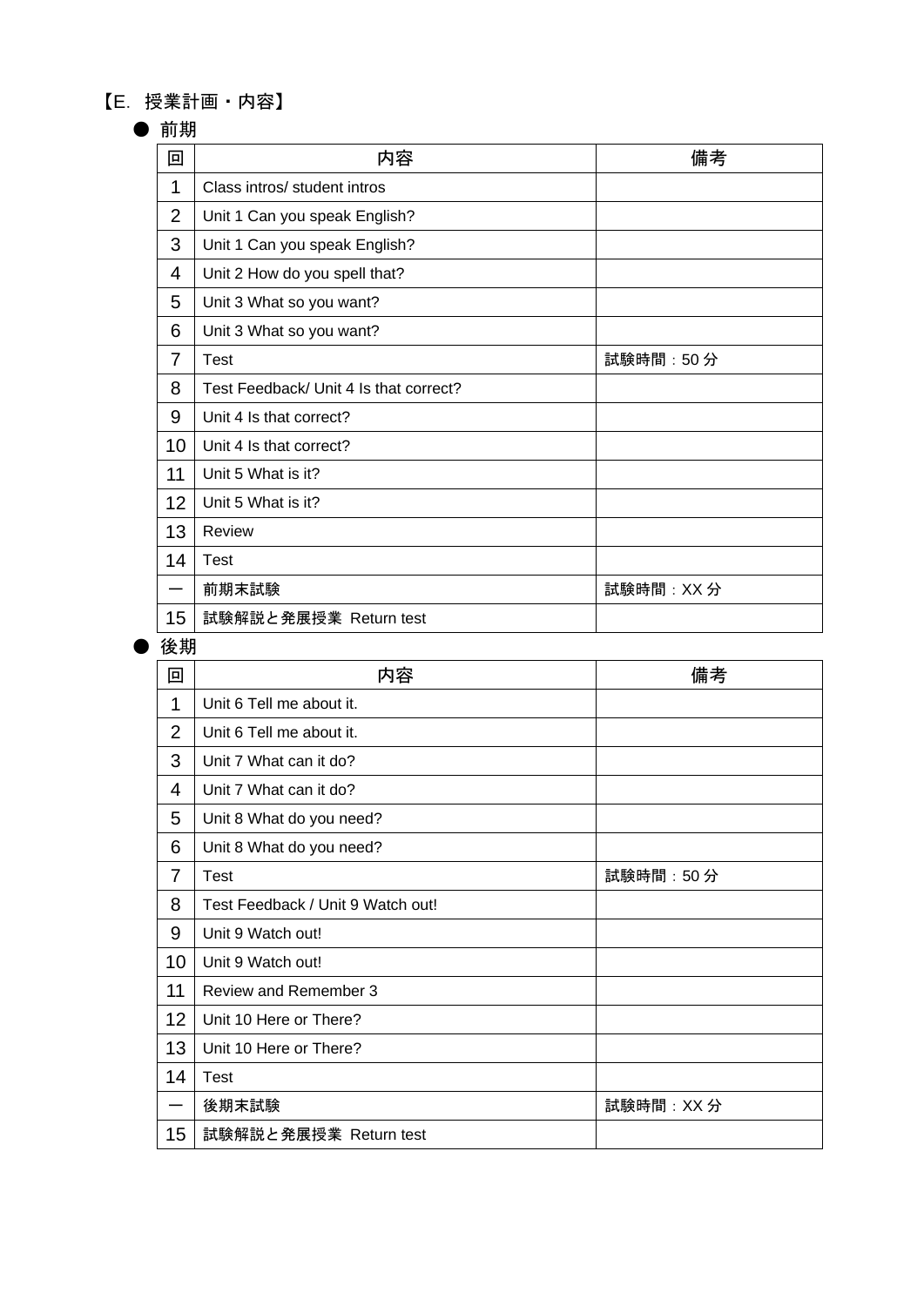【E. 授業計画・内容】

● 前期

| 回 | 内容 | 備考 |
|---|---|---|
| 1 | Class intros/ student intros | |
| 2 | Unit 1 Can you speak English? | |
| 3 | Unit 1 Can you speak English? | |
| 4 | Unit 2 How do you spell that? | |
| 5 | Unit 3 What so you want? | |
| 6 | Unit 3 What so you want? | |
| 7 | Test | 試験時間：50 分 |
| 8 | Test Feedback/ Unit 4 Is that correct? | |
| 9 | Unit 4 Is that correct? | |
| 10 | Unit 4 Is that correct? | |
| 11 | Unit 5 What is it? | |
| 12 | Unit 5 What is it? | |
| 13 | Review | |
| 14 | Test | |
| ー | 前期末試験 | 試験時間：XX 分 |
| 15 | 試験解説と発展授業 Return test | |

● 後期

| 回 | 内容 | 備考 |
|---|---|---|
| 1 | Unit 6 Tell me about it. | |
| 2 | Unit 6 Tell me about it. | |
| 3 | Unit 7 What can it do? | |
| 4 | Unit 7 What can it do? | |
| 5 | Unit 8 What do you need? | |
| 6 | Unit 8 What do you need? | |
| 7 | Test | 試験時間：50 分 |
| 8 | Test Feedback / Unit 9 Watch out! | |
| 9 | Unit 9 Watch out! | |
| 10 | Unit 9 Watch out! | |
| 11 | Review and Remember 3 | |
| 12 | Unit 10 Here or There? | |
| 13 | Unit 10 Here or There? | |
| 14 | Test | |
| ー | 後期末試験 | 試験時間：XX 分 |
| 15 | 試験解説と発展授業 Return test | |